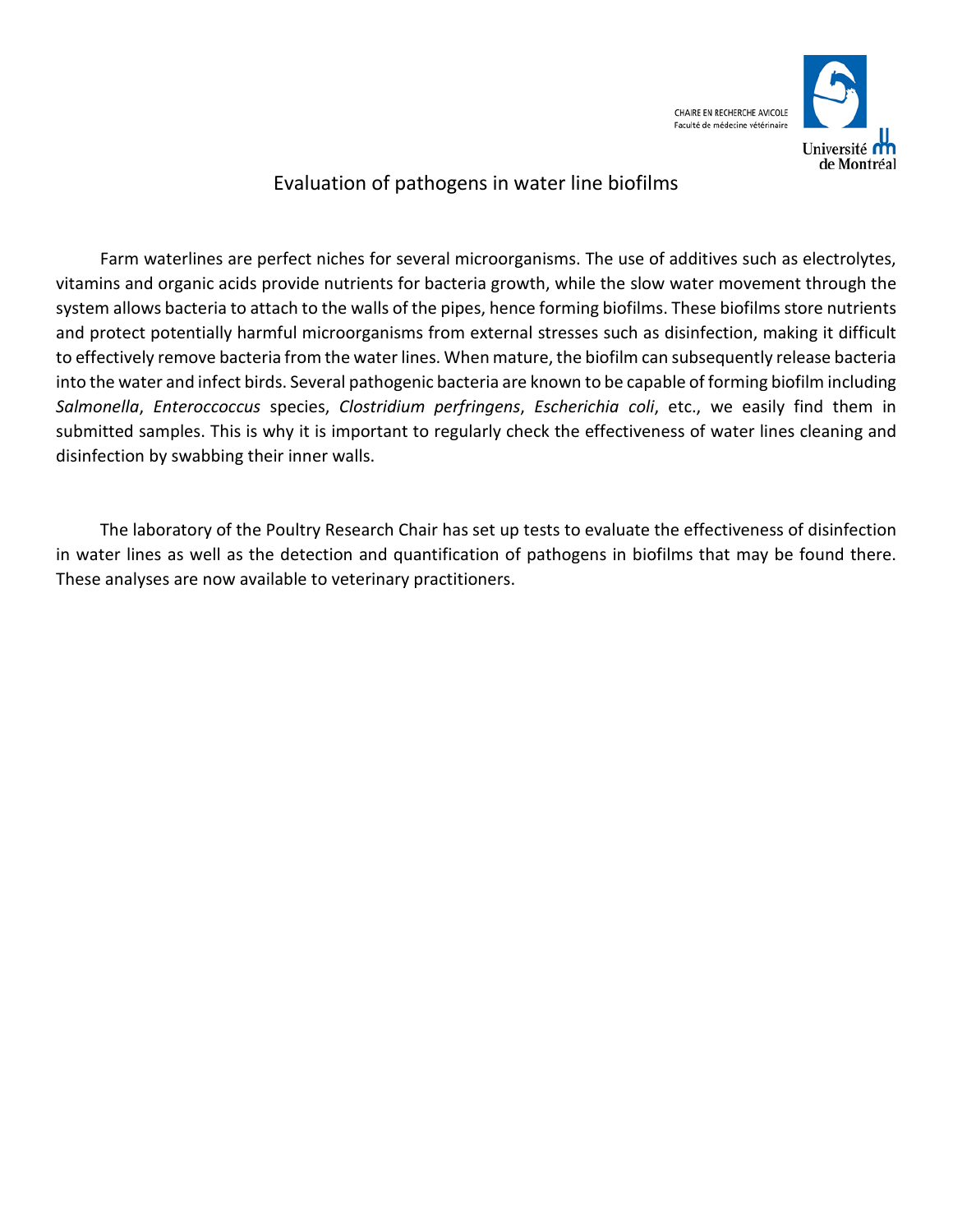CHAIRE EN RECHERCHE AVICOLE
Faculté de médecine vétérinaire

Université de Montréal

# Evaluation of pathogens in water line biofilms

Farm waterlines are perfect niches for several microorganisms. The use of additives such as electrolytes, vitamins and organic acids provide nutrients for bacteria growth, while the slow water movement through the system allows bacteria to attach to the walls of the pipes, hence forming biofilms. These biofilms store nutrients and protect potentially harmful microorganisms from external stresses such as disinfection, making it difficult to effectively remove bacteria from the water lines. When mature, the biofilm can subsequently release bacteria into the water and infect birds. Several pathogenic bacteria are known to be capable of forming biofilm including *Salmonella*, *Enteroccoccus* species, *Clostridium perfringens*, *Escherichia coli*, etc., we easily find them in submitted samples. This is why it is important to regularly check the effectiveness of water lines cleaning and disinfection by swabbing their inner walls.

The laboratory of the Poultry Research Chair has set up tests to evaluate the effectiveness of disinfection in water lines as well as the detection and quantification of pathogens in biofilms that may be found there. These analyses are now available to veterinary practitioners.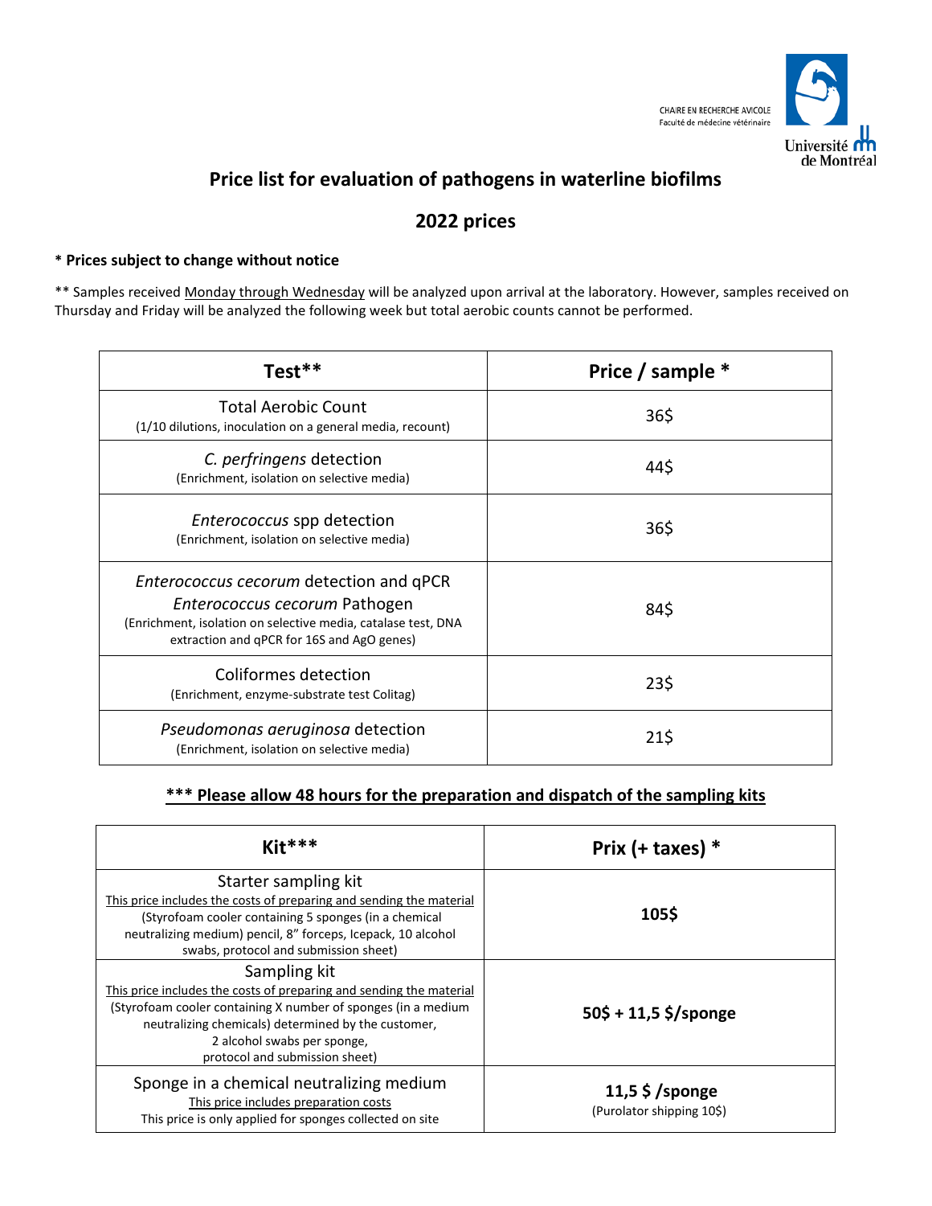CHAIRE EN RECHERCHE AVICOLE
Faculté de médecine vétérinaire

Université de Montréal

# Price list for evaluation of pathogens in waterline biofilms

## 2022 prices

**\* Prices subject to change without notice**

** Samples received Monday through Wednesday will be analyzed upon arrival at the laboratory. However, samples received on Thursday and Friday will be analyzed the following week but total aerobic counts cannot be performed.

| Test** | Price / sample * |
|---|---|
| Total Aerobic Count<br>(1/10 dilutions, inoculation on a general media, recount) | 36$ |
| *C. perfringens* detection<br>(Enrichment, isolation on selective media) | 44$ |
| *Enterococcus* spp detection<br>(Enrichment, isolation on selective media) | 36$ |
| *Enterococcus cecorum* detection and qPCR *Enterococcus cecorum* Pathogen<br>(Enrichment, isolation on selective media, catalase test, DNA extraction and qPCR for 16S and AgO genes) | 84$ |
| Coliformes detection<br>(Enrichment, enzyme-substrate test Colitag) | 23$ |
| *Pseudomonas aeruginosa* detection<br>(Enrichment, isolation on selective media) | 21$ |

**\*\*\* Please allow 48 hours for the preparation and dispatch of the sampling kits**

| Kit*** | Prix (+ taxes) * |
|---|---|
| Starter sampling kit<br>This price includes the costs of preparing and sending the material (Styrofoam cooler containing 5 sponges (in a chemical neutralizing medium) pencil, 8" forceps, Icepack, 10 alcohol swabs, protocol and submission sheet) | **105$** |
| Sampling kit<br>This price includes the costs of preparing and sending the material (Styrofoam cooler containing X number of sponges (in a medium neutralizing chemicals) determined by the customer, 2 alcohol swabs per sponge, protocol and submission sheet) | **50$ + 11,5 $/sponge** |
| Sponge in a chemical neutralizing medium<br>This price includes preparation costs<br>This price is only applied for sponges collected on site | **11,5 $ /sponge**<br>(Purolator shipping 10$) |